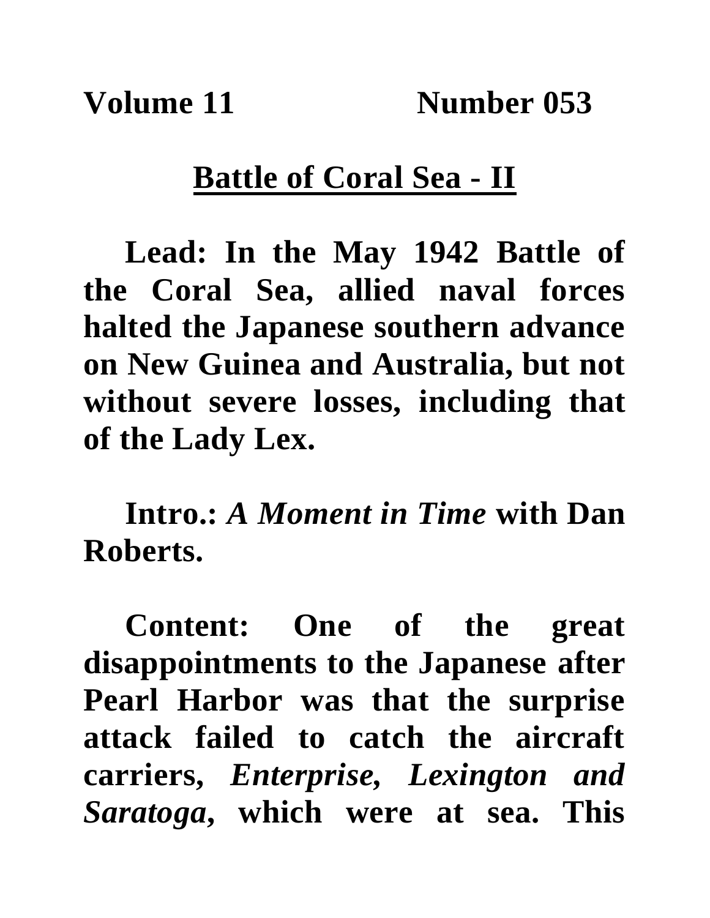**Volume 11 Number 053**

# Battle of Coral Sea - II

**Lead: In the May 1942 Battle of the Coral Sea, allied naval forces halted the Japanese southern advance on New Guinea and Australia, but not without severe losses, including that of the Lady Lex.**

**Intro.:** ***A Moment in Time*** **with Dan Roberts.**

**Content: One of the great disappointments to the Japanese after Pearl Harbor was that the surprise attack failed to catch the aircraft carriers,** ***Enterprise, Lexington and Saratoga*****, which were at sea. This**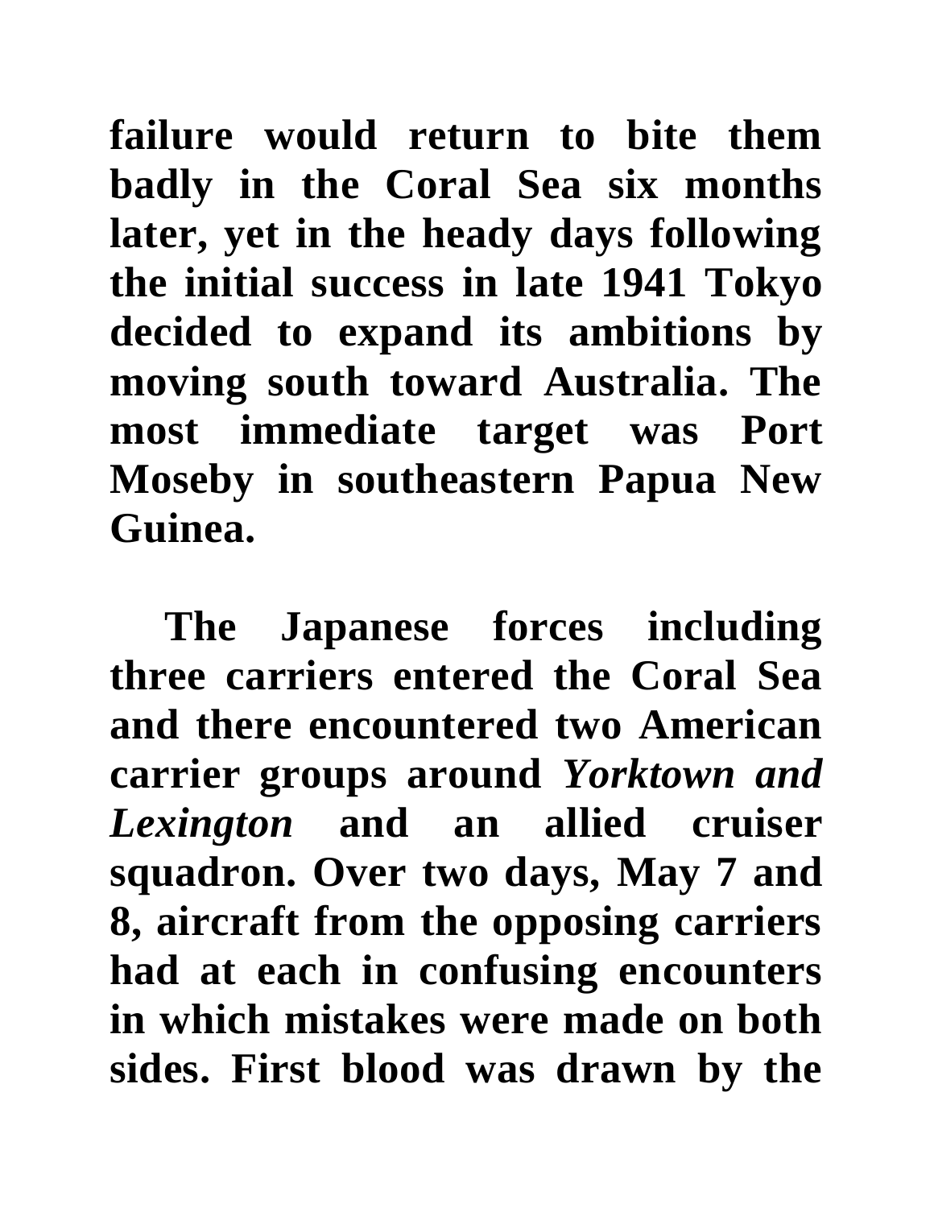**failure would return to bite them badly in the Coral Sea six months later, yet in the heady days following the initial success in late 1941 Tokyo decided to expand its ambitions by moving south toward Australia. The most immediate target was Port Moseby in southeastern Papua New Guinea.**

**The Japanese forces including three carriers entered the Coral Sea and there encountered two American carrier groups around *Yorktown and Lexington* and an allied cruiser squadron. Over two days, May 7 and 8, aircraft from the opposing carriers had at each in confusing encounters in which mistakes were made on both sides. First blood was drawn by the**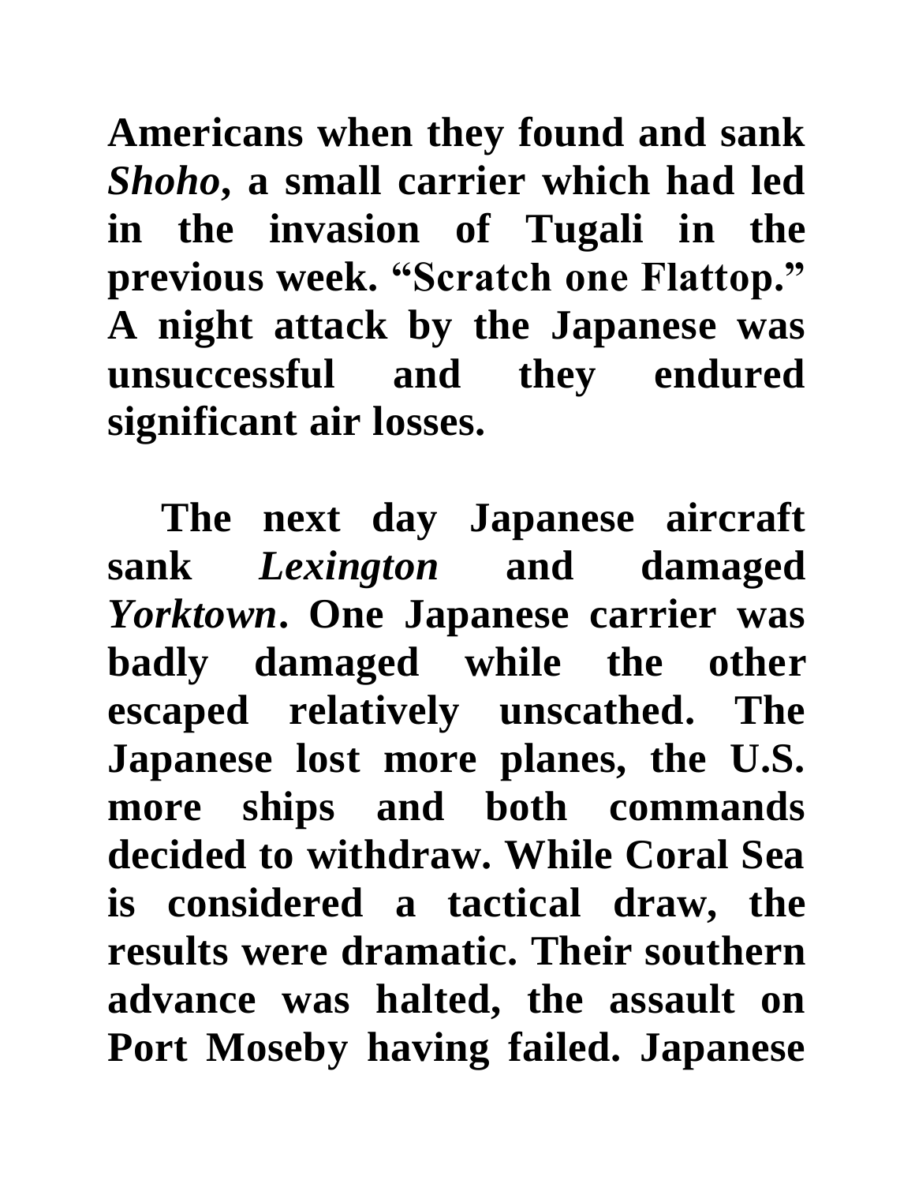**Americans when they found and sank *Shoho*, a small carrier which had led in the invasion of Tugali in the previous week. "Scratch one Flattop." A night attack by the Japanese was unsuccessful and they endured significant air losses.**

**The next day Japanese aircraft sank *Lexington* and damaged *Yorktown*. One Japanese carrier was badly damaged while the other escaped relatively unscathed. The Japanese lost more planes, the U.S. more ships and both commands decided to withdraw. While Coral Sea is considered a tactical draw, the results were dramatic. Their southern advance was halted, the assault on Port Moseby having failed. Japanese**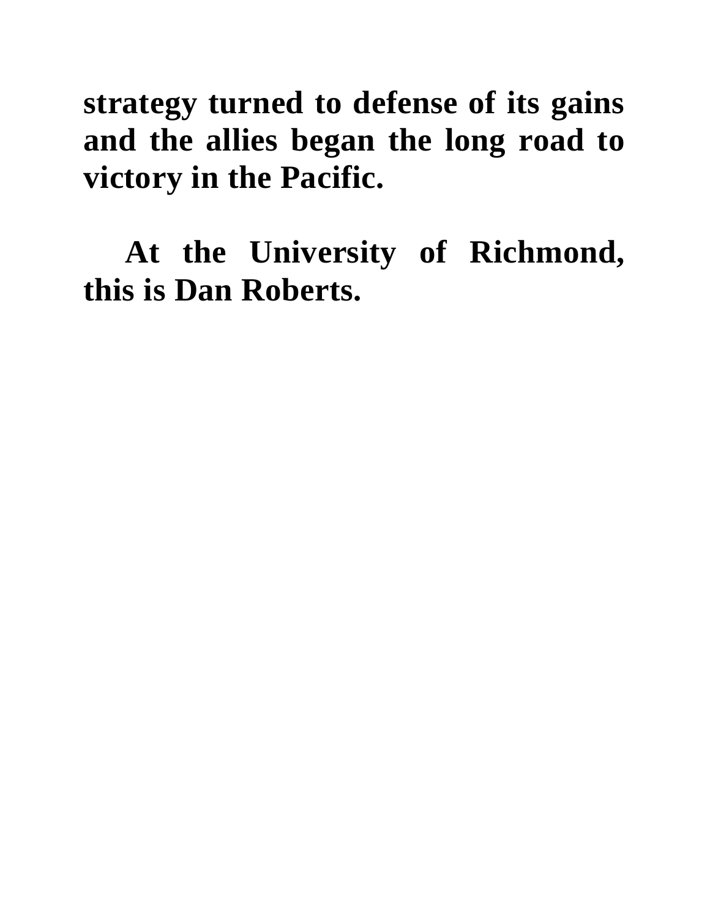**strategy turned to defense of its gains and the allies began the long road to victory in the Pacific.**

**At the University of Richmond, this is Dan Roberts.**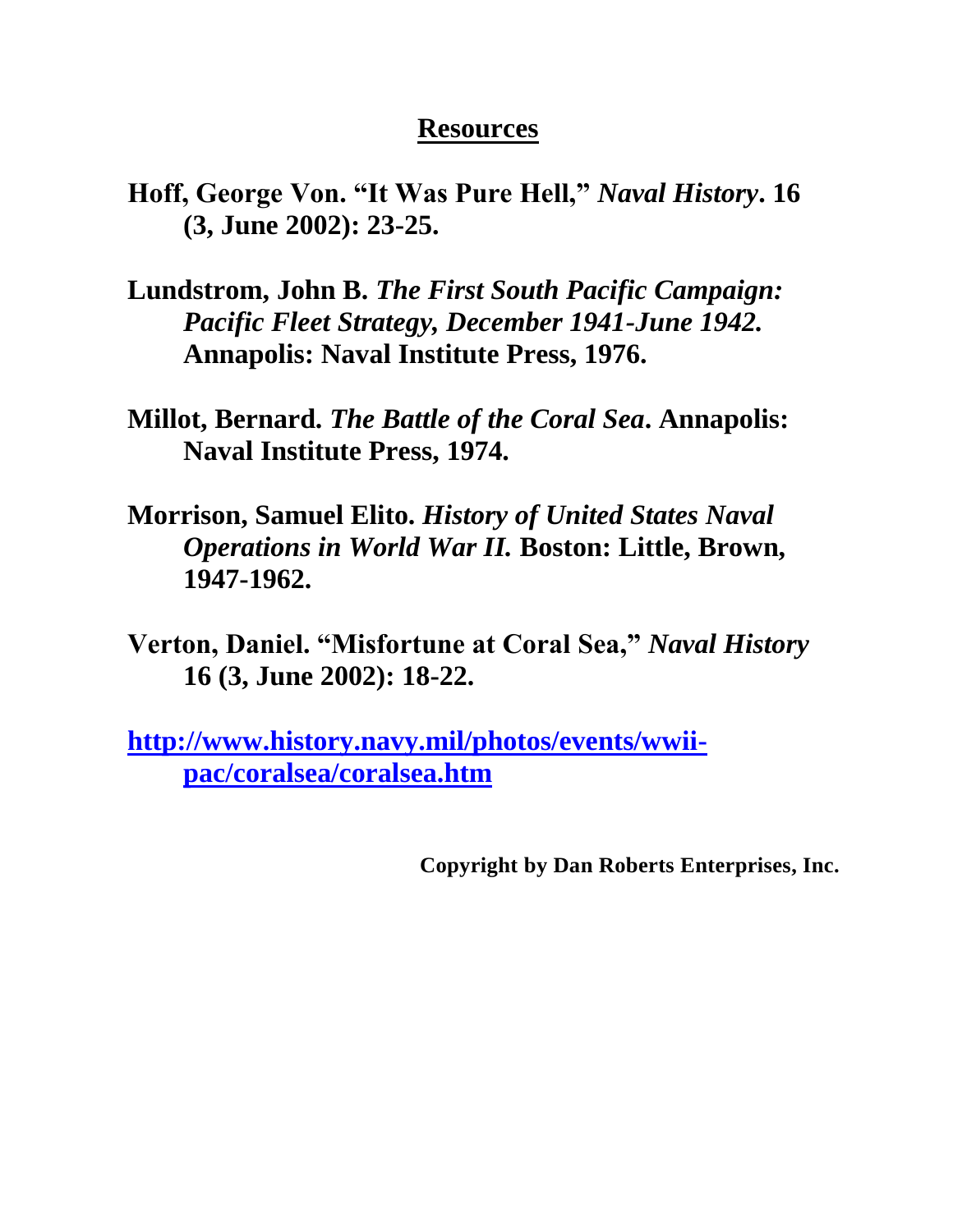## Resources

**Hoff, George Von. "It Was Pure Hell,"** ***Naval History*****. 16 (3, June 2002): 23-25.**

**Lundstrom, John B.** ***The First South Pacific Campaign: Pacific Fleet Strategy, December 1941-June 1942.*** **Annapolis: Naval Institute Press, 1976.**

**Millot, Bernard.** ***The Battle of the Coral Sea*****. Annapolis: Naval Institute Press, 1974.**

**Morrison, Samuel Elito.** ***History of United States Naval Operations in World War II.*** **Boston: Little, Brown, 1947-1962.**

**Verton, Daniel. "Misfortune at Coral Sea,"** ***Naval History*** **16 (3, June 2002): 18-22.**

**[http://www.history.navy.mil/photos/events/wwii-pac/coralsea/coralsea.htm](http://www.history.navy.mil/photos/events/wwii-pac/coralsea/coralsea.htm)**

**Copyright by Dan Roberts Enterprises, Inc.**